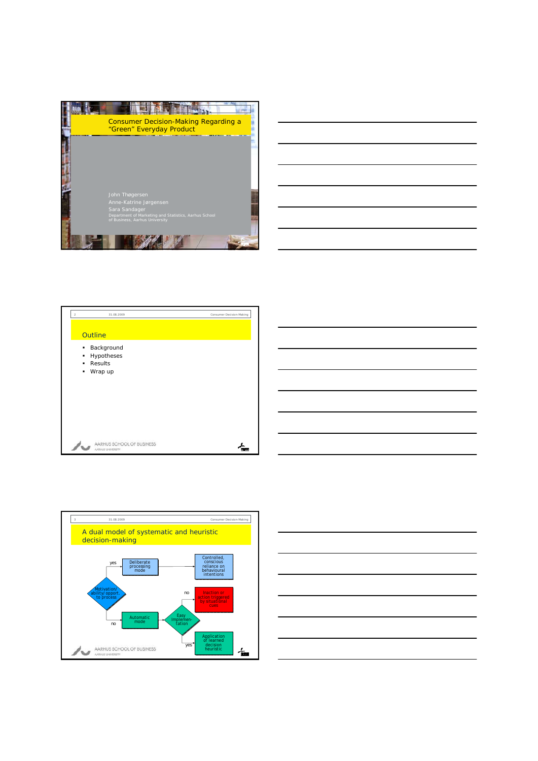# Consumer Decision-Making Regarding a "Green" Everyday Product

John Thøgersen
Anne-Katrine Jørgensen
Sara Sandager
Department of Marketing and Statistics, Aarhus School of Business, Aarhus University

## Outline

- Background
- Hypotheses
- Results
- Wrap up

## A dual model of systematic and heuristic decision-making

- Motivation/ability/opport. to process?
  - yes → Deliberate processing mode → Controlled, conscious reliance on behavioural intentions
  - no → Automatic mode → Easy implementation?
    - yes → Application of learned decision heuristic
    - no → Inaction or action triggered by situational cues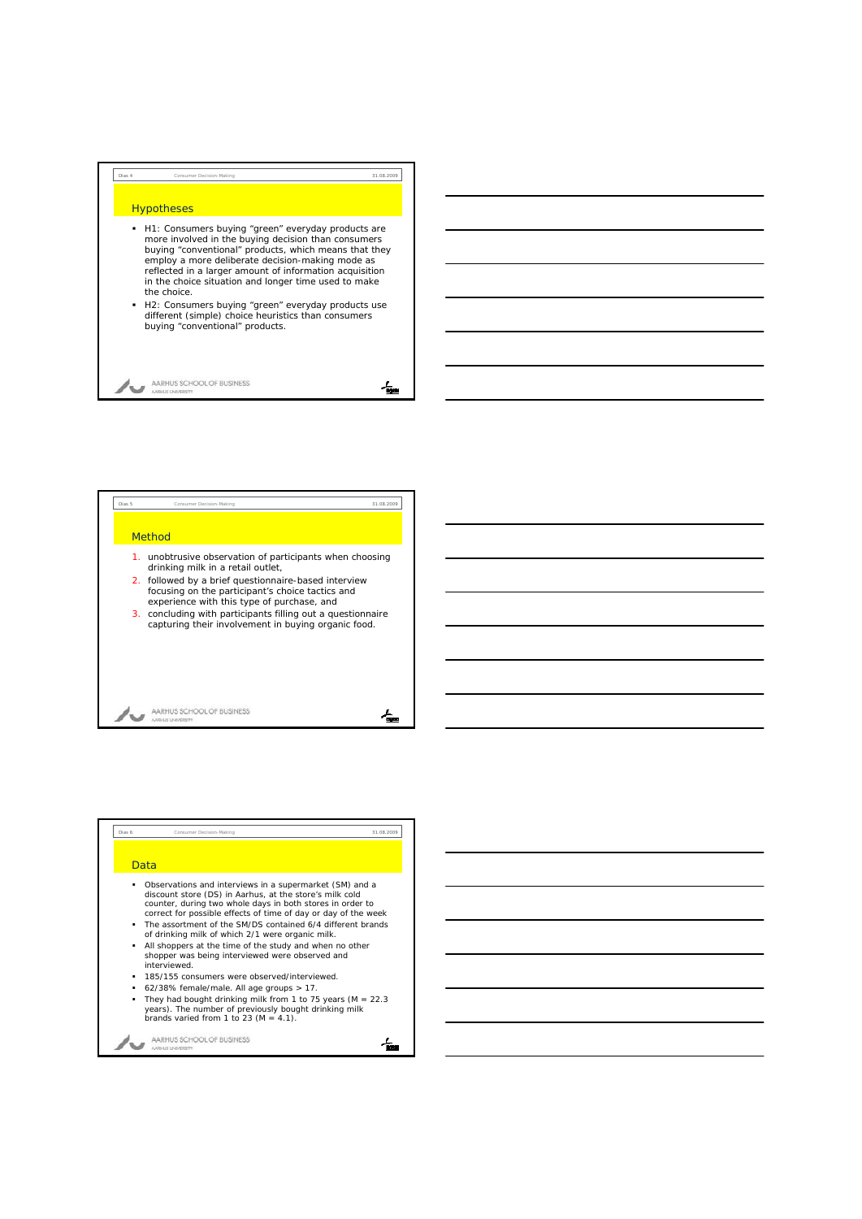## Hypotheses

- H1: Consumers buying "green" everyday products are more involved in the buying decision than consumers buying "conventional" products, which means that they employ a more deliberate decision-making mode as reflected in a larger amount of information acquisition in the choice situation and longer time used to make the choice.
- H2: Consumers buying "green" everyday products use different (simple) choice heuristics than consumers buying "conventional" products.

## Method

1. unobtrusive observation of participants when choosing drinking milk in a retail outlet,
2. followed by a brief questionnaire-based interview focusing on the participant's choice tactics and experience with this type of purchase, and
3. concluding with participants filling out a questionnaire capturing their involvement in buying organic food.

## Data

- Observations and interviews in a supermarket (SM) and a discount store (DS) in Aarhus, at the store's milk cold counter, during two whole days in both stores in order to correct for possible effects of time of day or day of the week
- The assortment of the SM/DS contained 6/4 different brands of drinking milk of which 2/1 were organic milk.
- All shoppers at the time of the study and when no other shopper was being interviewed were observed and interviewed.
- 185/155 consumers were observed/interviewed.
- 62/38% female/male. All age groups > 17.
- They had bought drinking milk from 1 to 75 years (M = 22.3 years). The number of previously bought drinking milk brands varied from 1 to 23 (M = 4.1).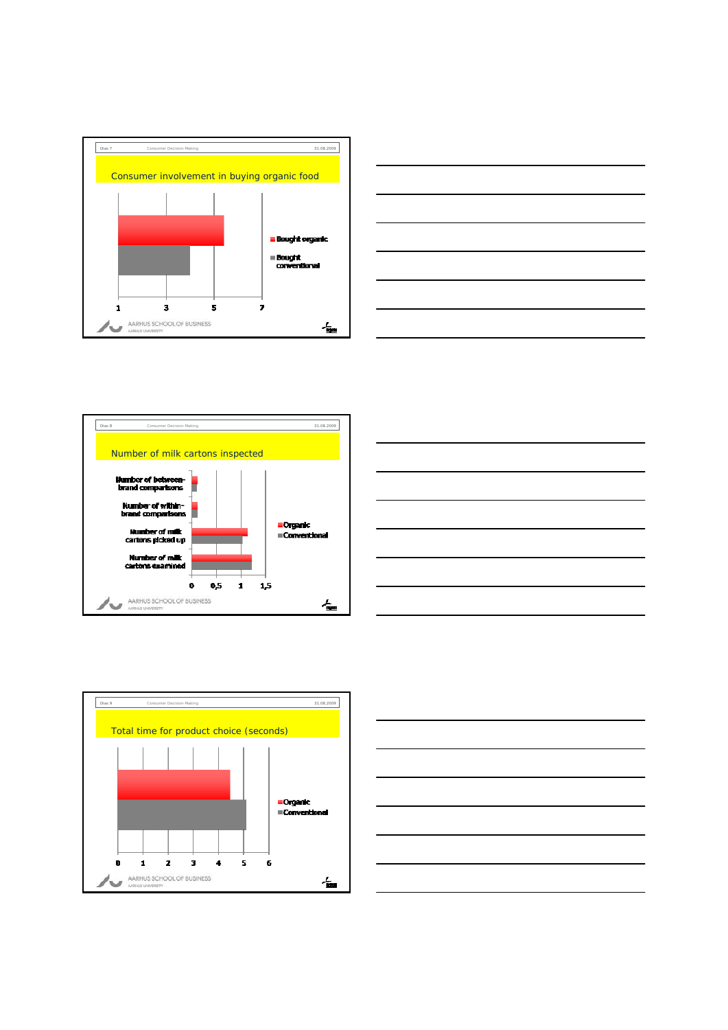## Consumer involvement in buying organic food

- Bought organic
- Bought conventional

1 3 5 7

## Number of milk cartons inspected

Number of between-brand comparisons

Number of within-brand comparisons

Number of milk cartons picked up

Number of milk cartons examined

- Organic
- Conventional

0 0,5 1 1,5

## Total time for product choice (seconds)

- Organic
- Conventional

0 1 2 3 4 5 6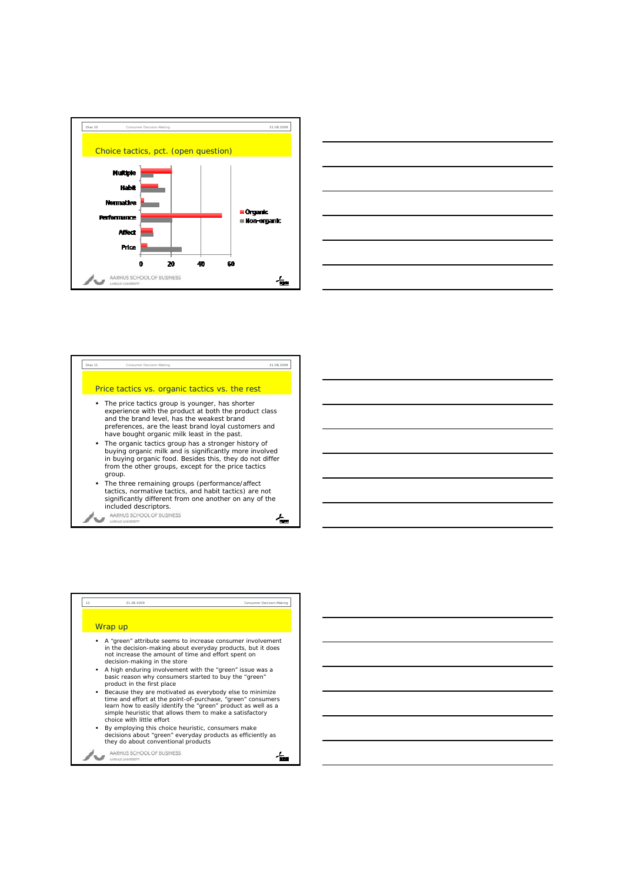## Choice tactics, pct. (open question)

| | Organic | Non-organic |
|---|---|---|
| Multiple | | |
| Habit | | |
| Normative | | |
| Performance | | |
| Affect | | |
| Price | | |

0 20 40 60

## Price tactics vs. organic tactics vs. the rest

- The price tactics group is younger, has shorter experience with the product at both the product class and the brand level, has the weakest brand preferences, are the least brand loyal customers and have bought organic milk least in the past.
- The organic tactics group has a stronger history of buying organic milk and is significantly more involved in buying organic food. Besides this, they do not differ from the other groups, except for the price tactics group.
- The three remaining groups (performance/affect tactics, normative tactics, and habit tactics) are not significantly different from one another on any of the included descriptors.

## Wrap up

- A "green" attribute seems to increase consumer involvement in the decision-making about everyday products, but it does not increase the amount of time and effort spent on decision-making in the store
- A high enduring involvement with the "green" issue was a basic reason why consumers started to buy the "green" product in the first place
- Because they are motivated as everybody else to minimize time and effort at the point-of-purchase, "green" consumers learn how to easily identify the "green" product as well as a simple heuristic that allows them to make a satisfactory choice with little effort
- By employing this choice heuristic, consumers make decisions about "green" everyday products as efficiently as they do about conventional products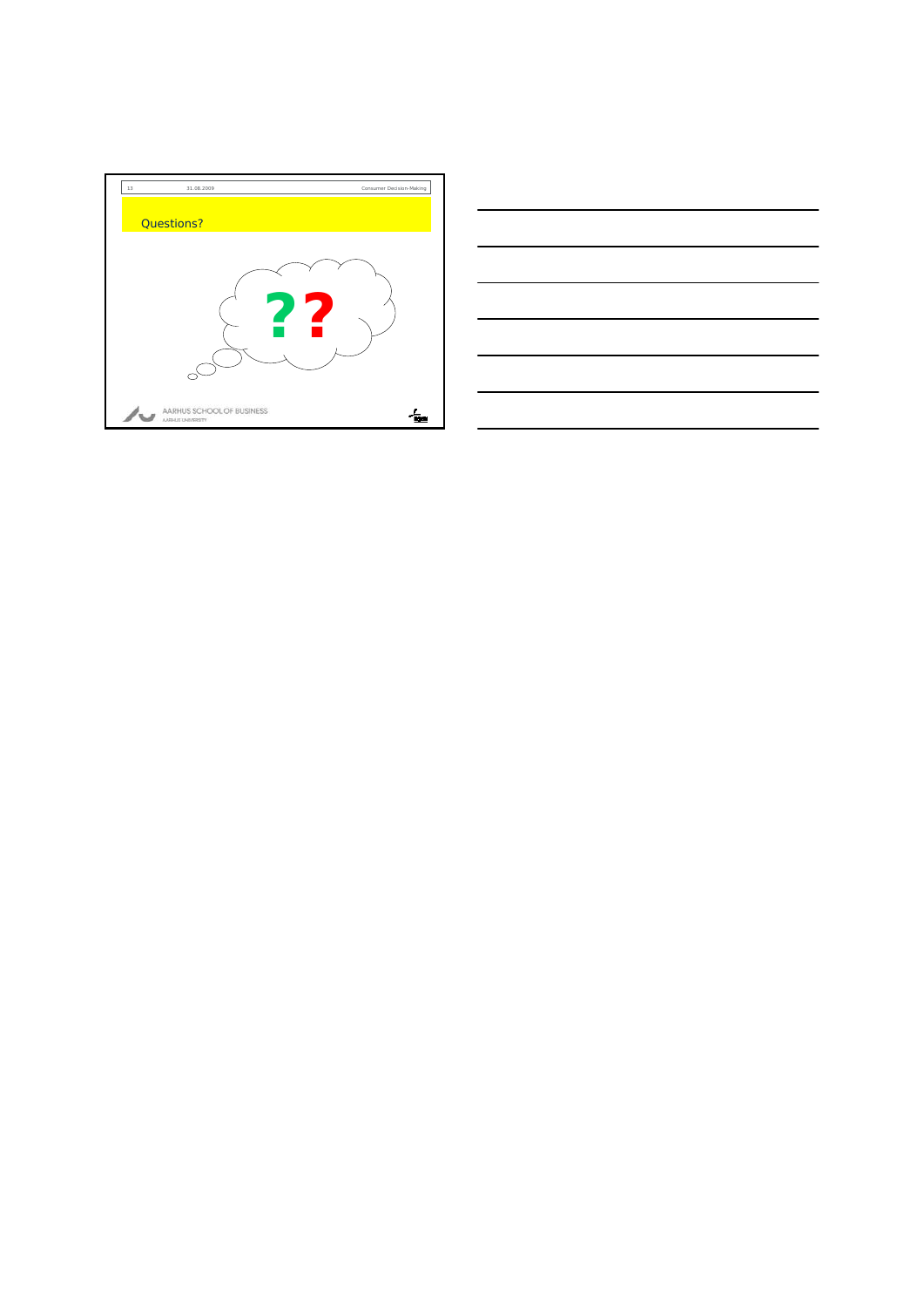Questions?

??

AARHUS SCHOOL OF BUSINESS
AARHUS UNIVERSITY